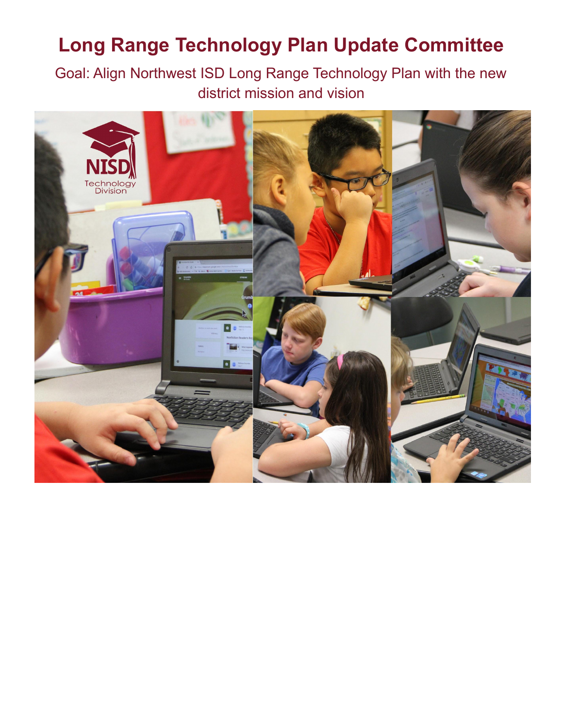# Long Range Technology Plan Update Committee

Goal: Align Northwest ISD Long Range Technology Plan with the new district mission and vision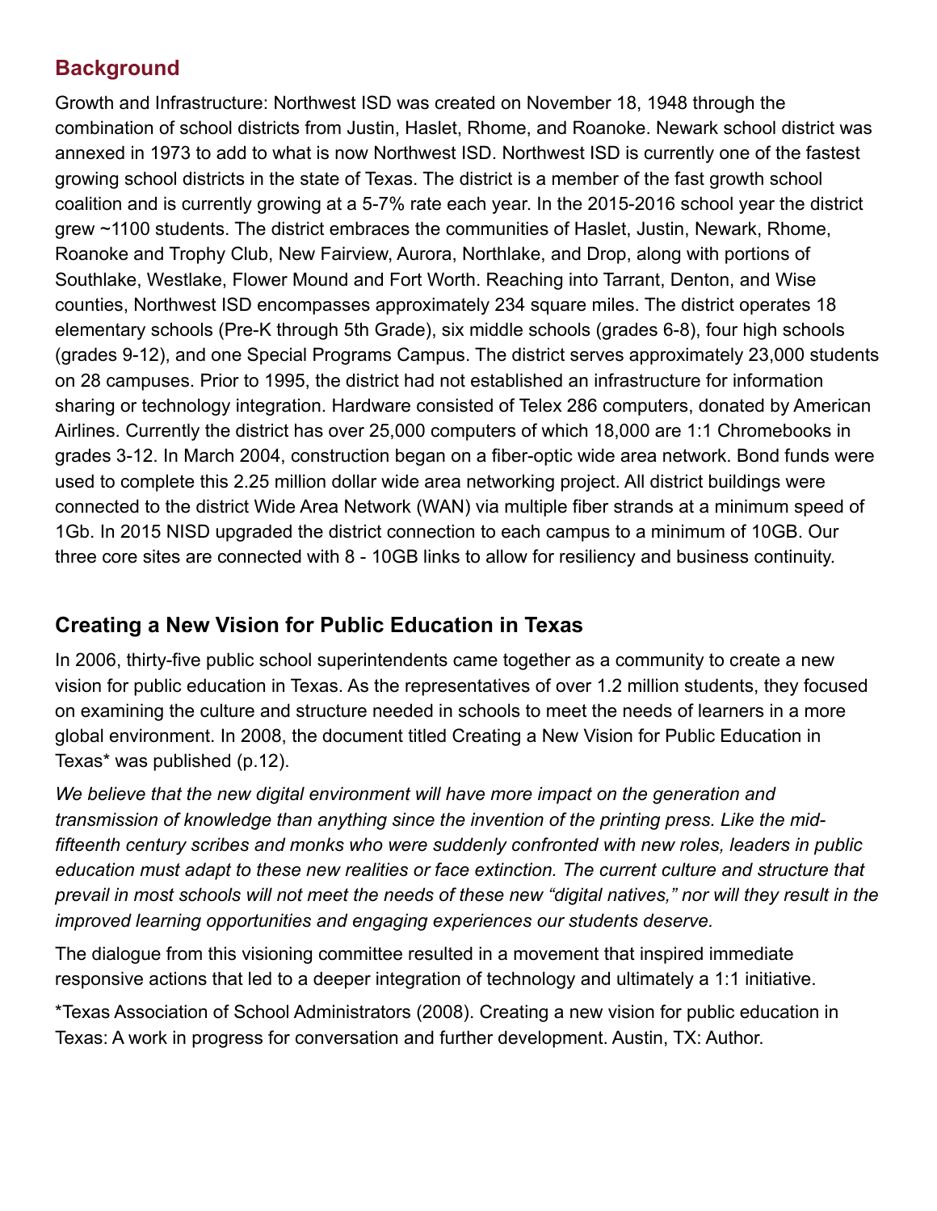## Background

Growth and Infrastructure: Northwest ISD was created on November 18, 1948 through the combination of school districts from Justin, Haslet, Rhome, and Roanoke. Newark school district was annexed in 1973 to add to what is now Northwest ISD. Northwest ISD is currently one of the fastest growing school districts in the state of Texas. The district is a member of the fast growth school coalition and is currently growing at a 5-7% rate each year. In the 2015-2016 school year the district grew ~1100 students. The district embraces the communities of Haslet, Justin, Newark, Rhome, Roanoke and Trophy Club, New Fairview, Aurora, Northlake, and Drop, along with portions of Southlake, Westlake, Flower Mound and Fort Worth. Reaching into Tarrant, Denton, and Wise counties, Northwest ISD encompasses approximately 234 square miles. The district operates 18 elementary schools (Pre-K through 5th Grade), six middle schools (grades 6-8), four high schools (grades 9-12), and one Special Programs Campus. The district serves approximately 23,000 students on 28 campuses. Prior to 1995, the district had not established an infrastructure for information sharing or technology integration. Hardware consisted of Telex 286 computers, donated by American Airlines. Currently the district has over 25,000 computers of which 18,000 are 1:1 Chromebooks in grades 3-12. In March 2004, construction began on a fiber-optic wide area network. Bond funds were used to complete this 2.25 million dollar wide area networking project. All district buildings were connected to the district Wide Area Network (WAN) via multiple fiber strands at a minimum speed of 1Gb. In 2015 NISD upgraded the district connection to each campus to a minimum of 10GB. Our three core sites are connected with 8 - 10GB links to allow for resiliency and business continuity.

## Creating a New Vision for Public Education in Texas

In 2006, thirty-five public school superintendents came together as a community to create a new vision for public education in Texas. As the representatives of over 1.2 million students, they focused on examining the culture and structure needed in schools to meet the needs of learners in a more global environment. In 2008, the document titled Creating a New Vision for Public Education in Texas* was published (p.12).

*We believe that the new digital environment will have more impact on the generation and transmission of knowledge than anything since the invention of the printing press. Like the mid-fifteenth century scribes and monks who were suddenly confronted with new roles, leaders in public education must adapt to these new realities or face extinction. The current culture and structure that prevail in most schools will not meet the needs of these new "digital natives," nor will they result in the improved learning opportunities and engaging experiences our students deserve.*

The dialogue from this visioning committee resulted in a movement that inspired immediate responsive actions that led to a deeper integration of technology and ultimately a 1:1 initiative.

*Texas Association of School Administrators (2008). Creating a new vision for public education in Texas: A work in progress for conversation and further development. Austin, TX: Author.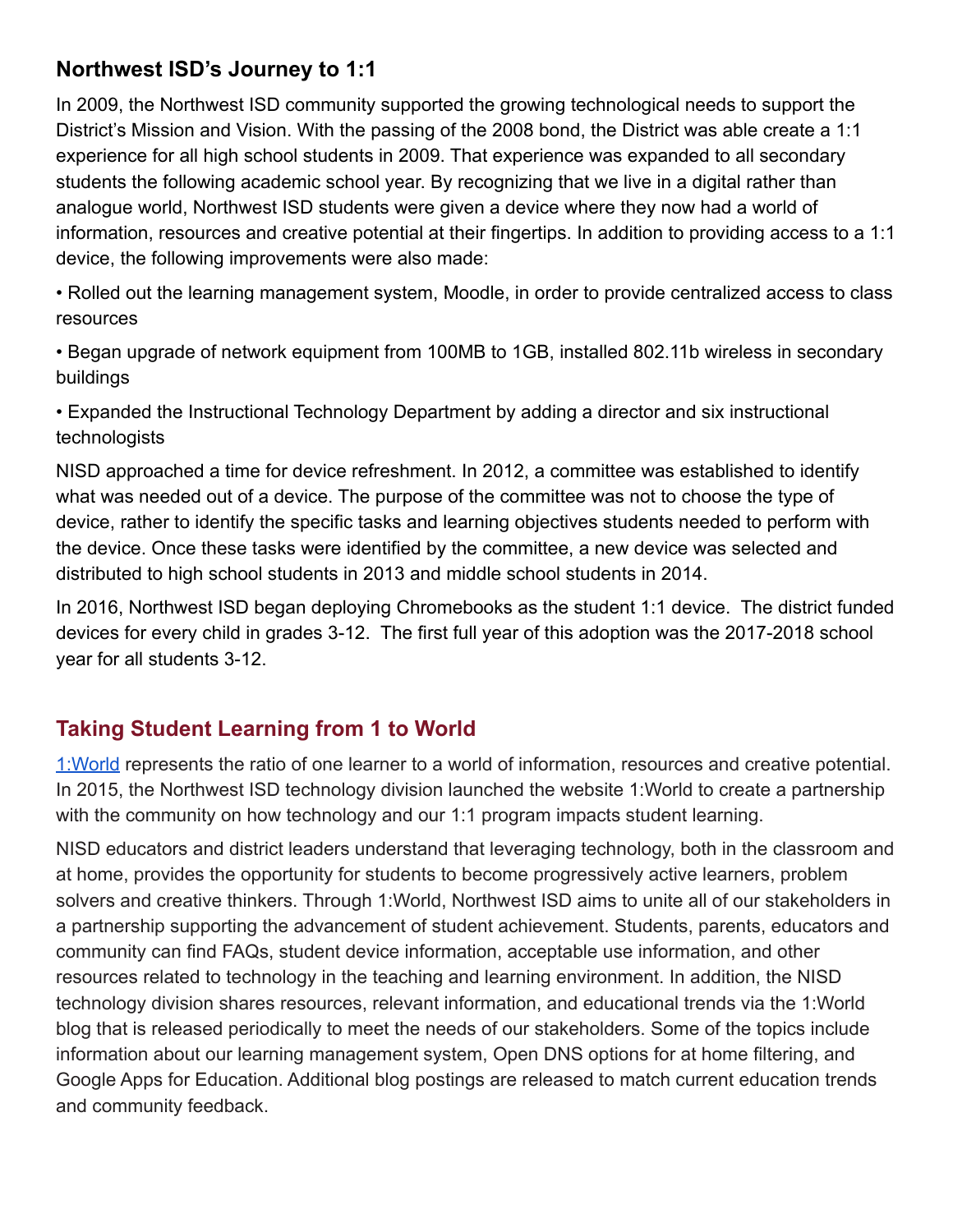## Northwest ISD's Journey to 1:1

In 2009, the Northwest ISD community supported the growing technological needs to support the District's Mission and Vision. With the passing of the 2008 bond, the District was able create a 1:1 experience for all high school students in 2009. That experience was expanded to all secondary students the following academic school year. By recognizing that we live in a digital rather than analogue world, Northwest ISD students were given a device where they now had a world of information, resources and creative potential at their fingertips. In addition to providing access to a 1:1 device, the following improvements were also made:

• Rolled out the learning management system, Moodle, in order to provide centralized access to class resources

• Began upgrade of network equipment from 100MB to 1GB, installed 802.11b wireless in secondary buildings

• Expanded the Instructional Technology Department by adding a director and six instructional technologists

NISD approached a time for device refreshment. In 2012, a committee was established to identify what was needed out of a device. The purpose of the committee was not to choose the type of device, rather to identify the specific tasks and learning objectives students needed to perform with the device. Once these tasks were identified by the committee, a new device was selected and distributed to high school students in 2013 and middle school students in 2014.

In 2016, Northwest ISD began deploying Chromebooks as the student 1:1 device. The district funded devices for every child in grades 3-12. The first full year of this adoption was the 2017-2018 school year for all students 3-12.

## Taking Student Learning from 1 to World

1:World represents the ratio of one learner to a world of information, resources and creative potential. In 2015, the Northwest ISD technology division launched the website 1:World to create a partnership with the community on how technology and our 1:1 program impacts student learning.

NISD educators and district leaders understand that leveraging technology, both in the classroom and at home, provides the opportunity for students to become progressively active learners, problem solvers and creative thinkers. Through 1:World, Northwest ISD aims to unite all of our stakeholders in a partnership supporting the advancement of student achievement. Students, parents, educators and community can find FAQs, student device information, acceptable use information, and other resources related to technology in the teaching and learning environment. In addition, the NISD technology division shares resources, relevant information, and educational trends via the 1:World blog that is released periodically to meet the needs of our stakeholders. Some of the topics include information about our learning management system, Open DNS options for at home filtering, and Google Apps for Education. Additional blog postings are released to match current education trends and community feedback.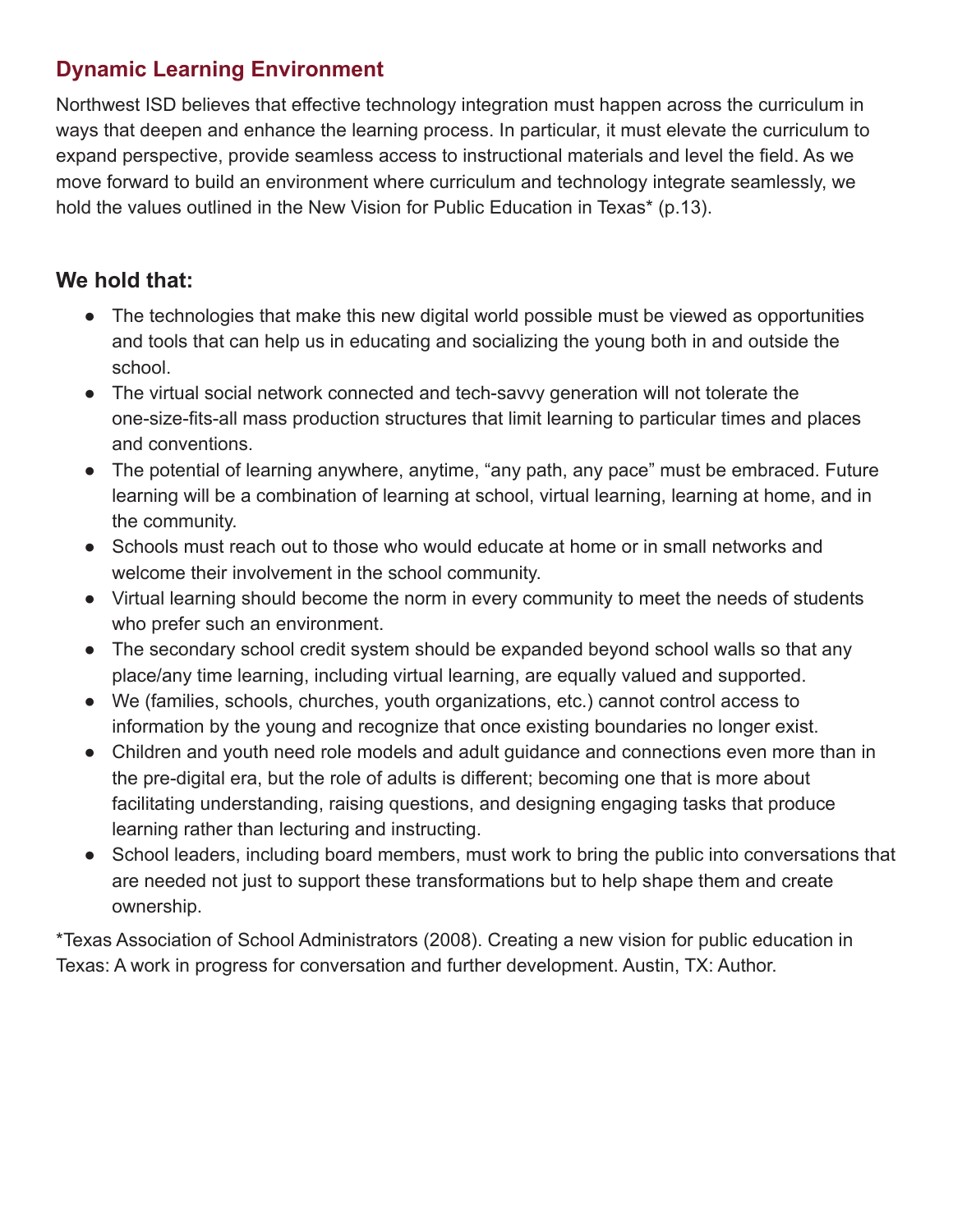## Dynamic Learning Environment

Northwest ISD believes that effective technology integration must happen across the curriculum in ways that deepen and enhance the learning process. In particular, it must elevate the curriculum to expand perspective, provide seamless access to instructional materials and level the field. As we move forward to build an environment where curriculum and technology integrate seamlessly, we hold the values outlined in the New Vision for Public Education in Texas* (p.13).

### We hold that:

- The technologies that make this new digital world possible must be viewed as opportunities and tools that can help us in educating and socializing the young both in and outside the school.
- The virtual social network connected and tech-savvy generation will not tolerate the one-size-fits-all mass production structures that limit learning to particular times and places and conventions.
- The potential of learning anywhere, anytime, "any path, any pace" must be embraced. Future learning will be a combination of learning at school, virtual learning, learning at home, and in the community.
- Schools must reach out to those who would educate at home or in small networks and welcome their involvement in the school community.
- Virtual learning should become the norm in every community to meet the needs of students who prefer such an environment.
- The secondary school credit system should be expanded beyond school walls so that any place/any time learning, including virtual learning, are equally valued and supported.
- We (families, schools, churches, youth organizations, etc.) cannot control access to information by the young and recognize that once existing boundaries no longer exist.
- Children and youth need role models and adult guidance and connections even more than in the pre-digital era, but the role of adults is different; becoming one that is more about facilitating understanding, raising questions, and designing engaging tasks that produce learning rather than lecturing and instructing.
- School leaders, including board members, must work to bring the public into conversations that are needed not just to support these transformations but to help shape them and create ownership.

*Texas Association of School Administrators (2008). Creating a new vision for public education in Texas: A work in progress for conversation and further development. Austin, TX: Author.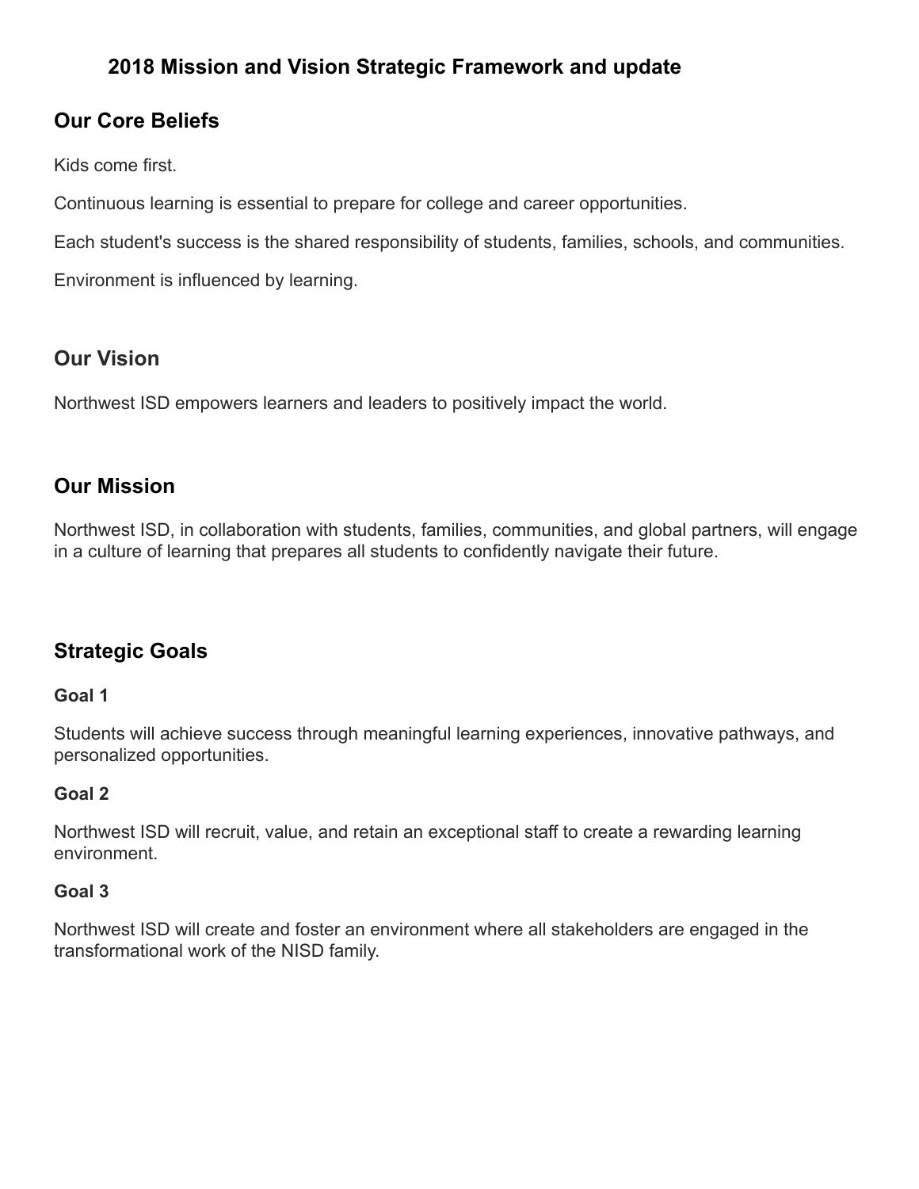# 2018 Mission and Vision Strategic Framework and update

## Our Core Beliefs

Kids come first.

Continuous learning is essential to prepare for college and career opportunities.

Each student's success is the shared responsibility of students, families, schools, and communities.

Environment is influenced by learning.

## Our Vision

Northwest ISD empowers learners and leaders to positively impact the world.

## Our Mission

Northwest ISD, in collaboration with students, families, communities, and global partners, will engage in a culture of learning that prepares all students to confidently navigate their future.

## Strategic Goals

### Goal 1

Students will achieve success through meaningful learning experiences, innovative pathways, and personalized opportunities.

### Goal 2

Northwest ISD will recruit, value, and retain an exceptional staff to create a rewarding learning environment.

### Goal 3

Northwest ISD will create and foster an environment where all stakeholders are engaged in the transformational work of the NISD family.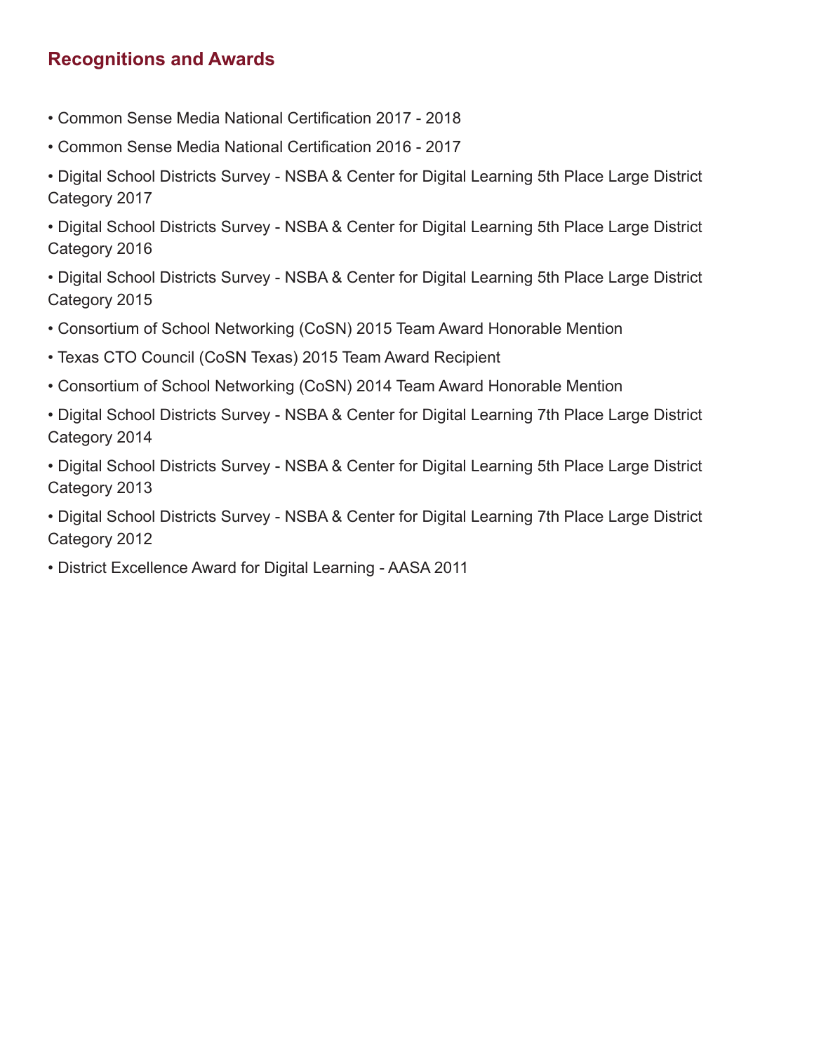## Recognitions and Awards

- Common Sense Media National Certification 2017 - 2018
- Common Sense Media National Certification 2016 - 2017
- Digital School Districts Survey - NSBA & Center for Digital Learning 5th Place Large District Category 2017
- Digital School Districts Survey - NSBA & Center for Digital Learning 5th Place Large District Category 2016
- Digital School Districts Survey - NSBA & Center for Digital Learning 5th Place Large District Category 2015
- Consortium of School Networking (CoSN) 2015 Team Award Honorable Mention
- Texas CTO Council (CoSN Texas) 2015 Team Award Recipient
- Consortium of School Networking (CoSN) 2014 Team Award Honorable Mention
- Digital School Districts Survey - NSBA & Center for Digital Learning 7th Place Large District Category 2014
- Digital School Districts Survey - NSBA & Center for Digital Learning 5th Place Large District Category 2013
- Digital School Districts Survey - NSBA & Center for Digital Learning 7th Place Large District Category 2012
- District Excellence Award for Digital Learning - AASA 2011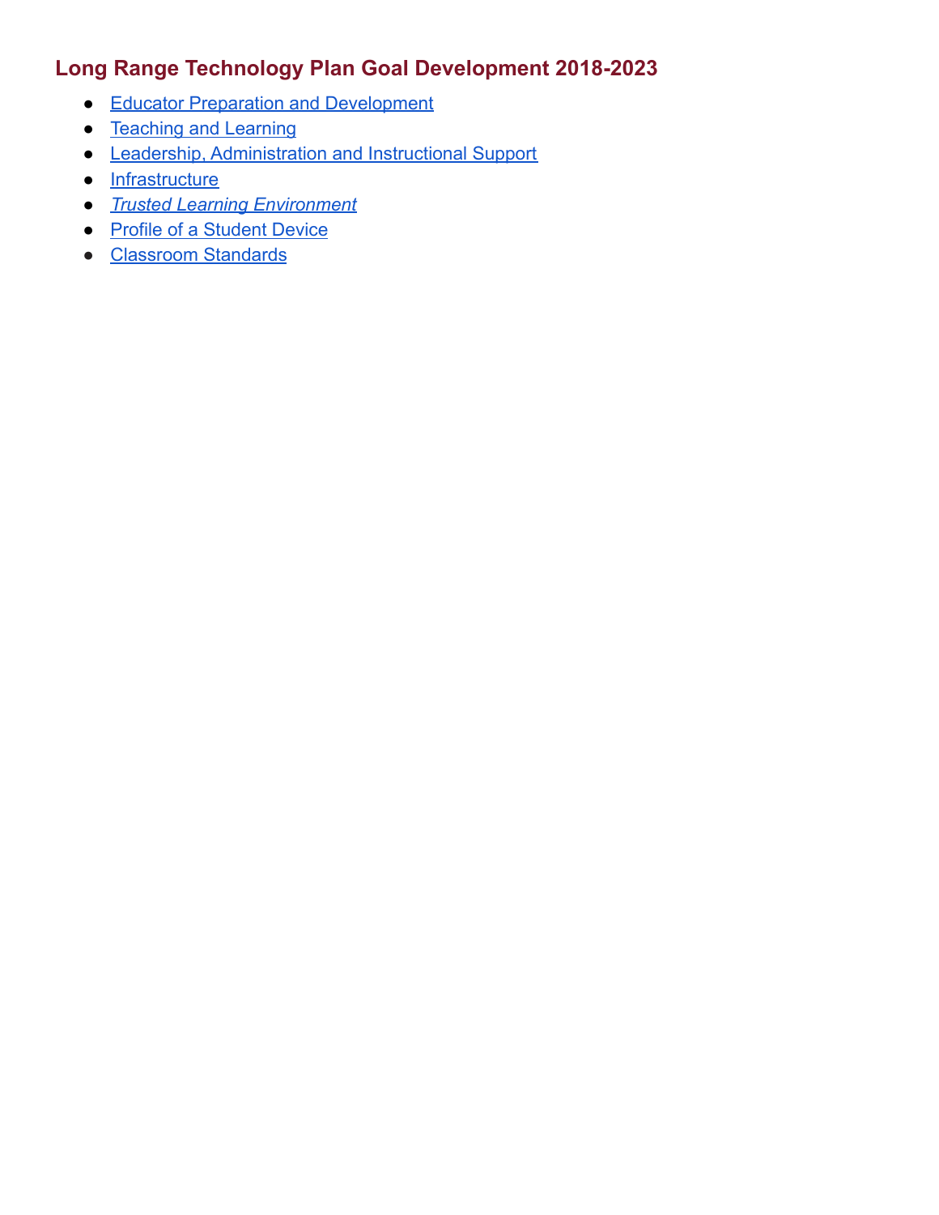## Long Range Technology Plan Goal Development 2018-2023

- Educator Preparation and Development
- Teaching and Learning
- Leadership, Administration and Instructional Support
- Infrastructure
- *Trusted Learning Environment*
- Profile of a Student Device
- Classroom Standards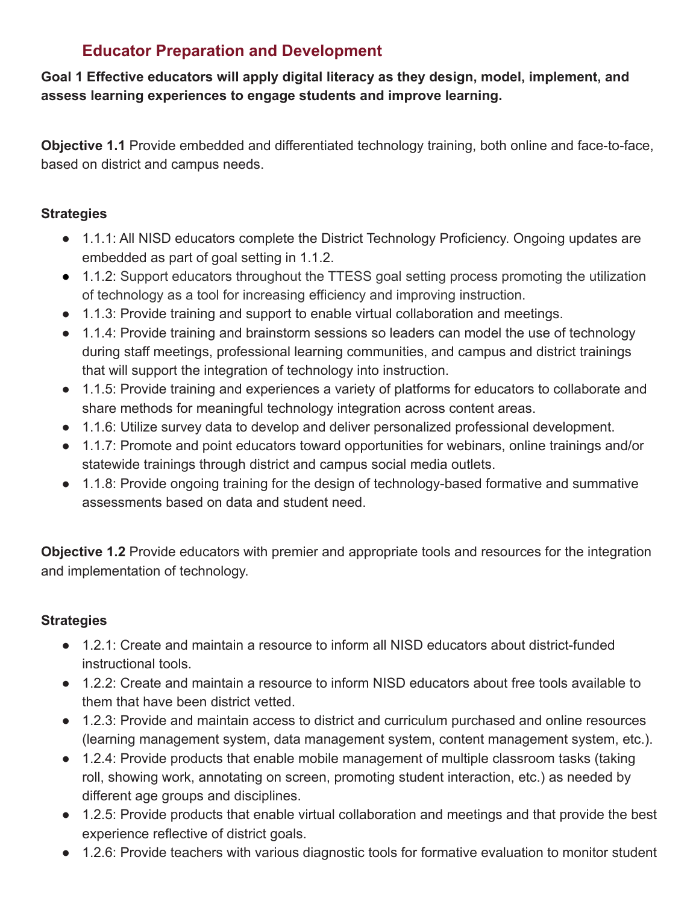## Educator Preparation and Development

**Goal 1 Effective educators will apply digital literacy as they design, model, implement, and assess learning experiences to engage students and improve learning.**

**Objective 1.1** Provide embedded and differentiated technology training, both online and face-to-face, based on district and campus needs.

**Strategies**

- 1.1.1: All NISD educators complete the District Technology Proficiency. Ongoing updates are embedded as part of goal setting in 1.1.2.
- 1.1.2: Support educators throughout the TTESS goal setting process promoting the utilization of technology as a tool for increasing efficiency and improving instruction.
- 1.1.3: Provide training and support to enable virtual collaboration and meetings.
- 1.1.4: Provide training and brainstorm sessions so leaders can model the use of technology during staff meetings, professional learning communities, and campus and district trainings that will support the integration of technology into instruction.
- 1.1.5: Provide training and experiences a variety of platforms for educators to collaborate and share methods for meaningful technology integration across content areas.
- 1.1.6: Utilize survey data to develop and deliver personalized professional development.
- 1.1.7: Promote and point educators toward opportunities for webinars, online trainings and/or statewide trainings through district and campus social media outlets.
- 1.1.8: Provide ongoing training for the design of technology-based formative and summative assessments based on data and student need.

**Objective 1.2** Provide educators with premier and appropriate tools and resources for the integration and implementation of technology.

**Strategies**

- 1.2.1: Create and maintain a resource to inform all NISD educators about district-funded instructional tools.
- 1.2.2: Create and maintain a resource to inform NISD educators about free tools available to them that have been district vetted.
- 1.2.3: Provide and maintain access to district and curriculum purchased and online resources (learning management system, data management system, content management system, etc.).
- 1.2.4: Provide products that enable mobile management of multiple classroom tasks (taking roll, showing work, annotating on screen, promoting student interaction, etc.) as needed by different age groups and disciplines.
- 1.2.5: Provide products that enable virtual collaboration and meetings and that provide the best experience reflective of district goals.
- 1.2.6: Provide teachers with various diagnostic tools for formative evaluation to monitor student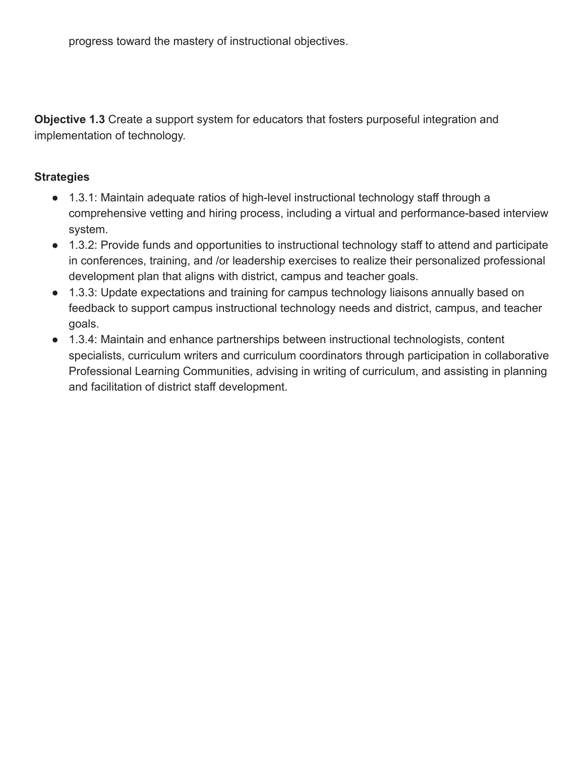progress toward the mastery of instructional objectives.

**Objective 1.3** Create a support system for educators that fosters purposeful integration and implementation of technology.

**Strategies**

- 1.3.1: Maintain adequate ratios of high-level instructional technology staff through a comprehensive vetting and hiring process, including a virtual and performance-based interview system.
- 1.3.2: Provide funds and opportunities to instructional technology staff to attend and participate in conferences, training, and /or leadership exercises to realize their personalized professional development plan that aligns with district, campus and teacher goals.
- 1.3.3: Update expectations and training for campus technology liaisons annually based on feedback to support campus instructional technology needs and district, campus, and teacher goals.
- 1.3.4: Maintain and enhance partnerships between instructional technologists, content specialists, curriculum writers and curriculum coordinators through participation in collaborative Professional Learning Communities, advising in writing of curriculum, and assisting in planning and facilitation of district staff development.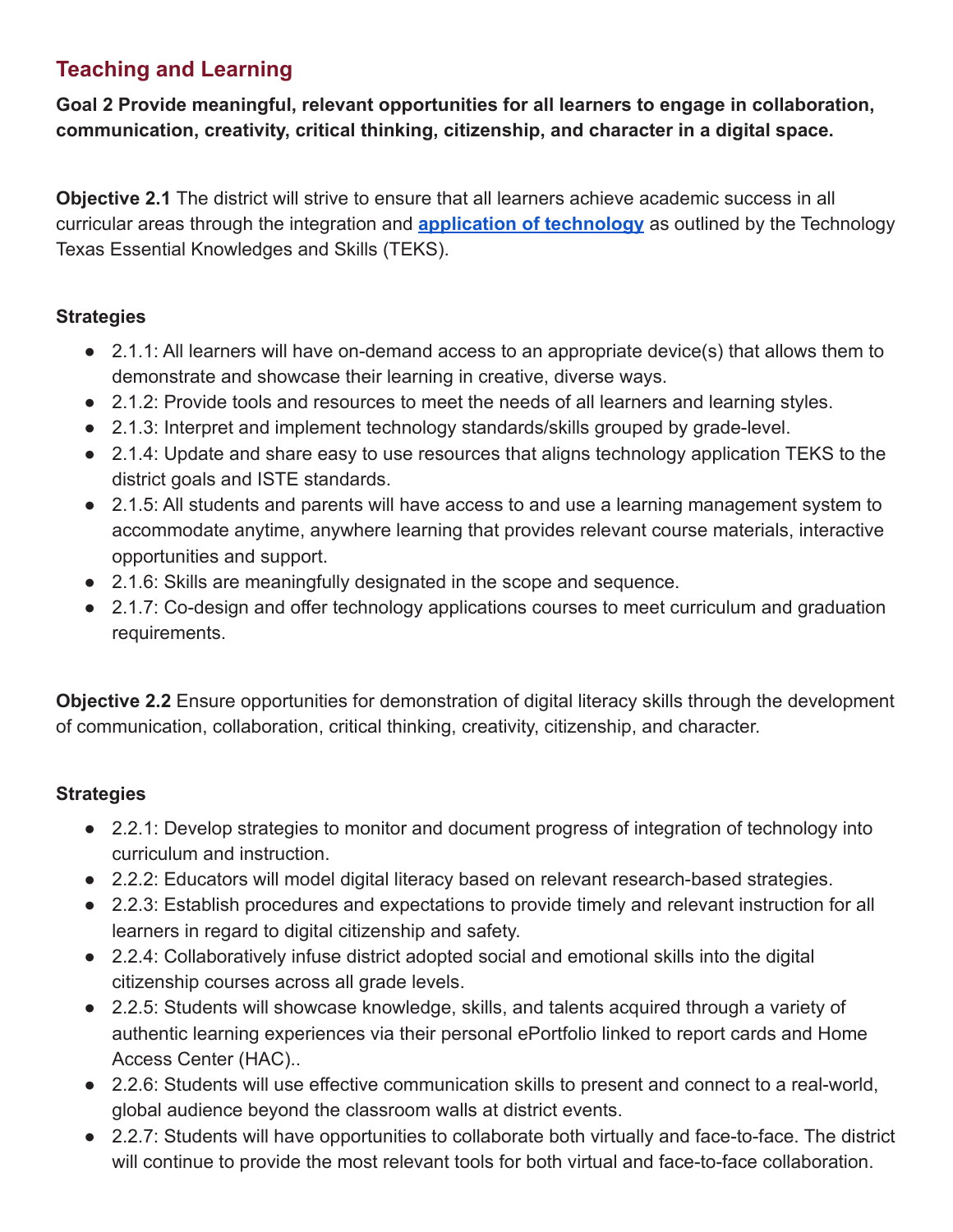## Teaching and Learning

**Goal 2 Provide meaningful, relevant opportunities for all learners to engage in collaboration, communication, creativity, critical thinking, citizenship, and character in a digital space.**

**Objective 2.1** The district will strive to ensure that all learners achieve academic success in all curricular areas through the integration and **application of technology** as outlined by the Technology Texas Essential Knowledges and Skills (TEKS).

**Strategies**

- 2.1.1: All learners will have on-demand access to an appropriate device(s) that allows them to demonstrate and showcase their learning in creative, diverse ways.
- 2.1.2: Provide tools and resources to meet the needs of all learners and learning styles.
- 2.1.3: Interpret and implement technology standards/skills grouped by grade-level.
- 2.1.4: Update and share easy to use resources that aligns technology application TEKS to the district goals and ISTE standards.
- 2.1.5: All students and parents will have access to and use a learning management system to accommodate anytime, anywhere learning that provides relevant course materials, interactive opportunities and support.
- 2.1.6: Skills are meaningfully designated in the scope and sequence.
- 2.1.7: Co-design and offer technology applications courses to meet curriculum and graduation requirements.

**Objective 2.2** Ensure opportunities for demonstration of digital literacy skills through the development of communication, collaboration, critical thinking, creativity, citizenship, and character.

**Strategies**

- 2.2.1: Develop strategies to monitor and document progress of integration of technology into curriculum and instruction.
- 2.2.2: Educators will model digital literacy based on relevant research-based strategies.
- 2.2.3: Establish procedures and expectations to provide timely and relevant instruction for all learners in regard to digital citizenship and safety.
- 2.2.4: Collaboratively infuse district adopted social and emotional skills into the digital citizenship courses across all grade levels.
- 2.2.5: Students will showcase knowledge, skills, and talents acquired through a variety of authentic learning experiences via their personal ePortfolio linked to report cards and Home Access Center (HAC)..
- 2.2.6: Students will use effective communication skills to present and connect to a real-world, global audience beyond the classroom walls at district events.
- 2.2.7: Students will have opportunities to collaborate both virtually and face-to-face. The district will continue to provide the most relevant tools for both virtual and face-to-face collaboration.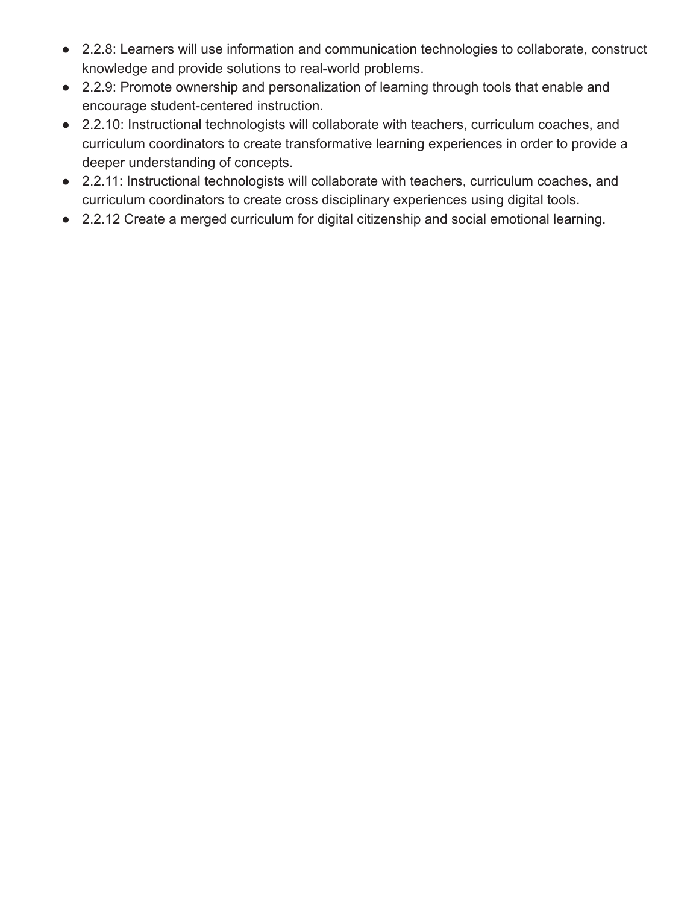- 2.2.8: Learners will use information and communication technologies to collaborate, construct knowledge and provide solutions to real-world problems.
- 2.2.9: Promote ownership and personalization of learning through tools that enable and encourage student-centered instruction.
- 2.2.10: Instructional technologists will collaborate with teachers, curriculum coaches, and curriculum coordinators to create transformative learning experiences in order to provide a deeper understanding of concepts.
- 2.2.11: Instructional technologists will collaborate with teachers, curriculum coaches, and curriculum coordinators to create cross disciplinary experiences using digital tools.
- 2.2.12 Create a merged curriculum for digital citizenship and social emotional learning.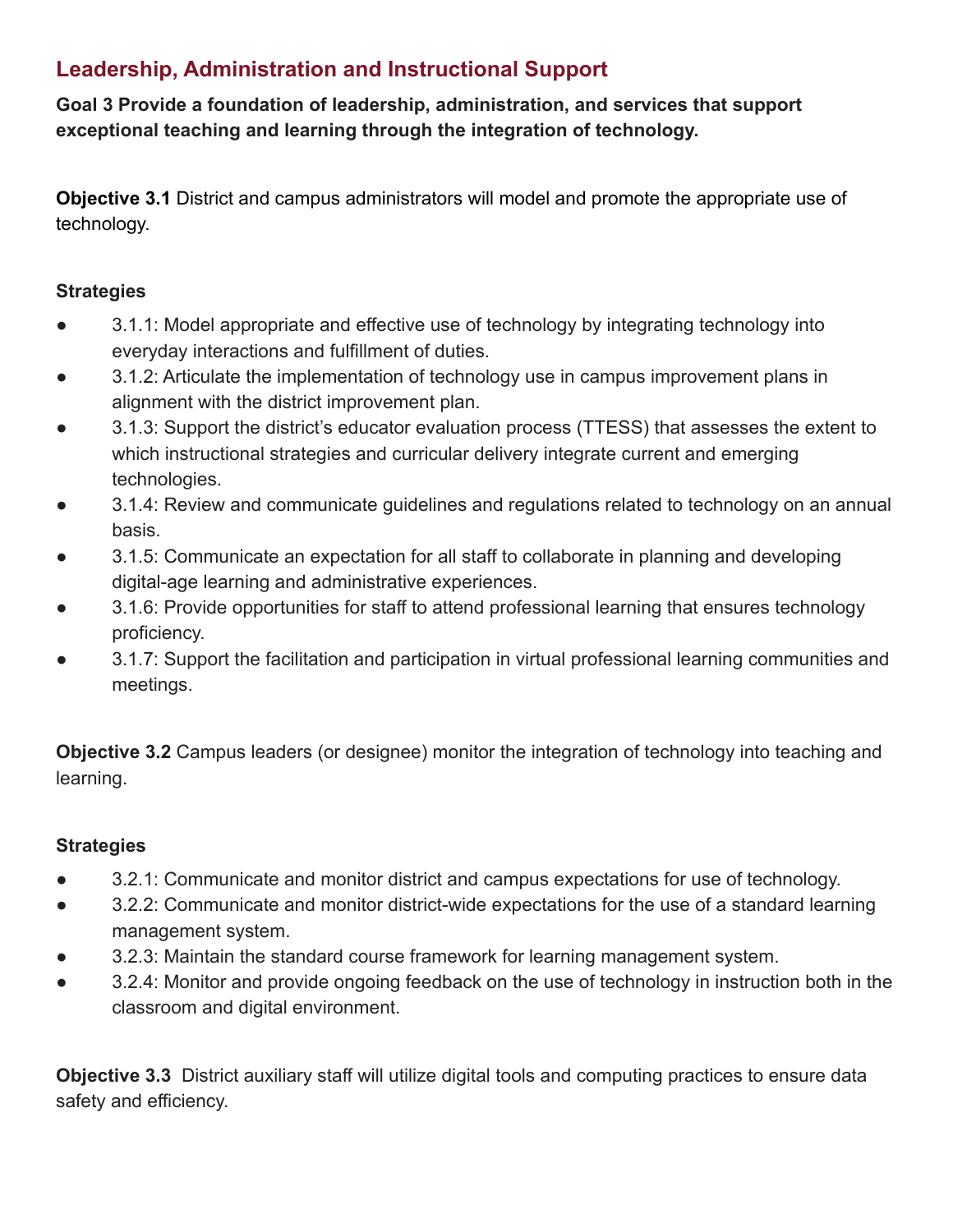## Leadership, Administration and Instructional Support

**Goal 3 Provide a foundation of leadership, administration, and services that support exceptional teaching and learning through the integration of technology.**

**Objective 3.1** District and campus administrators will model and promote the appropriate use of technology.

**Strategies**

- 3.1.1: Model appropriate and effective use of technology by integrating technology into everyday interactions and fulfillment of duties.
- 3.1.2: Articulate the implementation of technology use in campus improvement plans in alignment with the district improvement plan.
- 3.1.3: Support the district's educator evaluation process (TTESS) that assesses the extent to which instructional strategies and curricular delivery integrate current and emerging technologies.
- 3.1.4: Review and communicate guidelines and regulations related to technology on an annual basis.
- 3.1.5: Communicate an expectation for all staff to collaborate in planning and developing digital-age learning and administrative experiences.
- 3.1.6: Provide opportunities for staff to attend professional learning that ensures technology proficiency.
- 3.1.7: Support the facilitation and participation in virtual professional learning communities and meetings.

**Objective 3.2** Campus leaders (or designee) monitor the integration of technology into teaching and learning.

**Strategies**

- 3.2.1: Communicate and monitor district and campus expectations for use of technology.
- 3.2.2: Communicate and monitor district-wide expectations for the use of a standard learning management system.
- 3.2.3: Maintain the standard course framework for learning management system.
- 3.2.4: Monitor and provide ongoing feedback on the use of technology in instruction both in the classroom and digital environment.

**Objective 3.3** District auxiliary staff will utilize digital tools and computing practices to ensure data safety and efficiency.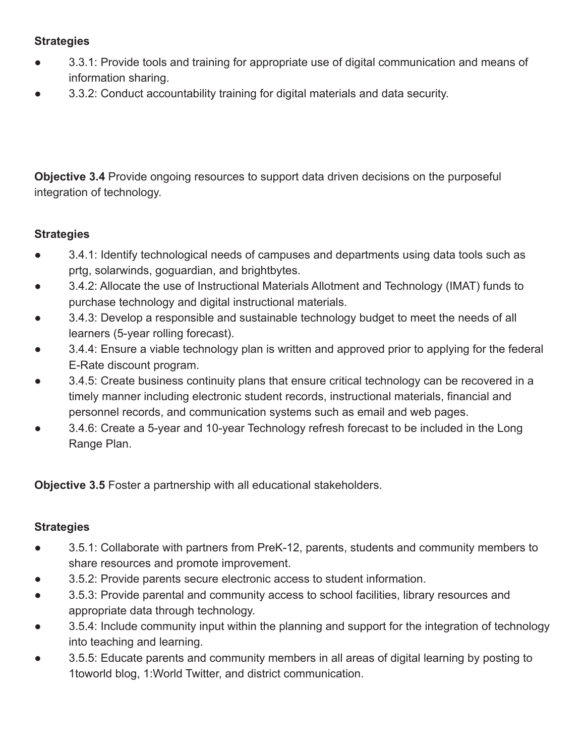**Strategies**

- 3.3.1: Provide tools and training for appropriate use of digital communication and means of information sharing.
- 3.3.2: Conduct accountability training for digital materials and data security.

**Objective 3.4** Provide ongoing resources to support data driven decisions on the purposeful integration of technology.

**Strategies**

- 3.4.1: Identify technological needs of campuses and departments using data tools such as prtg, solarwinds, goguardian, and brightbytes.
- 3.4.2: Allocate the use of Instructional Materials Allotment and Technology (IMAT) funds to purchase technology and digital instructional materials.
- 3.4.3: Develop a responsible and sustainable technology budget to meet the needs of all learners (5-year rolling forecast).
- 3.4.4: Ensure a viable technology plan is written and approved prior to applying for the federal E-Rate discount program.
- 3.4.5: Create business continuity plans that ensure critical technology can be recovered in a timely manner including electronic student records, instructional materials, financial and personnel records, and communication systems such as email and web pages.
- 3.4.6: Create a 5-year and 10-year Technology refresh forecast to be included in the Long Range Plan.

**Objective 3.5** Foster a partnership with all educational stakeholders.

**Strategies**

- 3.5.1: Collaborate with partners from PreK-12, parents, students and community members to share resources and promote improvement.
- 3.5.2: Provide parents secure electronic access to student information.
- 3.5.3: Provide parental and community access to school facilities, library resources and appropriate data through technology.
- 3.5.4: Include community input within the planning and support for the integration of technology into teaching and learning.
- 3.5.5: Educate parents and community members in all areas of digital learning by posting to 1toworld blog, 1:World Twitter, and district communication.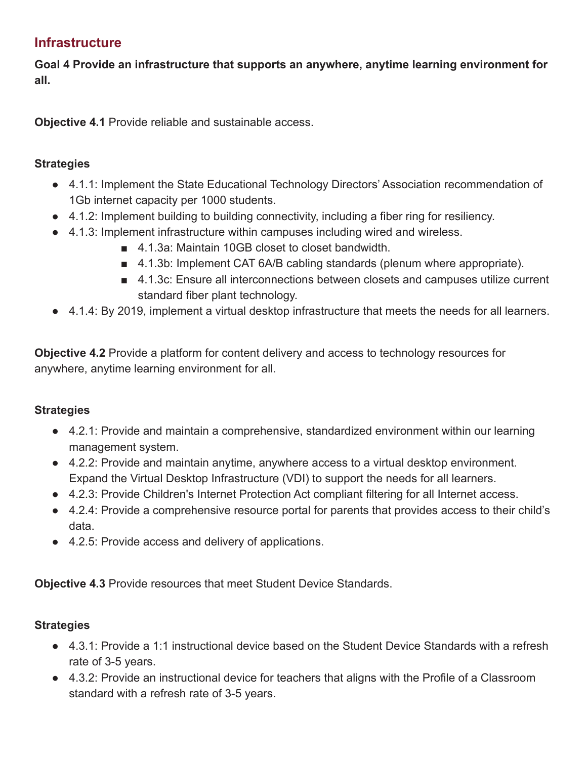## Infrastructure

**Goal 4 Provide an infrastructure that supports an anywhere, anytime learning environment for all.**

**Objective 4.1** Provide reliable and sustainable access.

**Strategies**

- 4.1.1: Implement the State Educational Technology Directors' Association recommendation of 1Gb internet capacity per 1000 students.
- 4.1.2: Implement building to building connectivity, including a fiber ring for resiliency.
- 4.1.3: Implement infrastructure within campuses including wired and wireless.
    - 4.1.3a: Maintain 10GB closet to closet bandwidth.
    - 4.1.3b: Implement CAT 6A/B cabling standards (plenum where appropriate).
    - 4.1.3c: Ensure all interconnections between closets and campuses utilize current standard fiber plant technology.
- 4.1.4: By 2019, implement a virtual desktop infrastructure that meets the needs for all learners.

**Objective 4.2** Provide a platform for content delivery and access to technology resources for anywhere, anytime learning environment for all.

**Strategies**

- 4.2.1: Provide and maintain a comprehensive, standardized environment within our learning management system.
- 4.2.2: Provide and maintain anytime, anywhere access to a virtual desktop environment. Expand the Virtual Desktop Infrastructure (VDI) to support the needs for all learners.
- 4.2.3: Provide Children's Internet Protection Act compliant filtering for all Internet access.
- 4.2.4: Provide a comprehensive resource portal for parents that provides access to their child's data.
- 4.2.5: Provide access and delivery of applications.

**Objective 4.3** Provide resources that meet Student Device Standards.

**Strategies**

- 4.3.1: Provide a 1:1 instructional device based on the Student Device Standards with a refresh rate of 3-5 years.
- 4.3.2: Provide an instructional device for teachers that aligns with the Profile of a Classroom standard with a refresh rate of 3-5 years.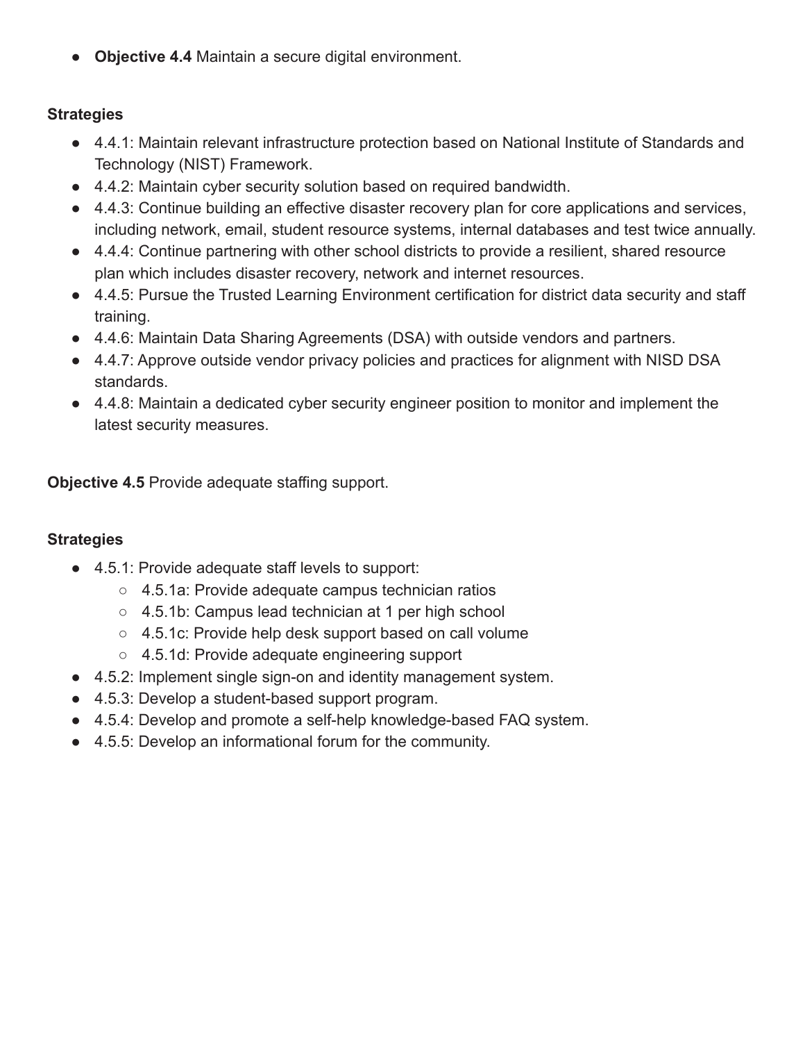- **Objective 4.4** Maintain a secure digital environment.

**Strategies**

- 4.4.1: Maintain relevant infrastructure protection based on National Institute of Standards and Technology (NIST) Framework.
- 4.4.2: Maintain cyber security solution based on required bandwidth.
- 4.4.3: Continue building an effective disaster recovery plan for core applications and services, including network, email, student resource systems, internal databases and test twice annually.
- 4.4.4: Continue partnering with other school districts to provide a resilient, shared resource plan which includes disaster recovery, network and internet resources.
- 4.4.5: Pursue the Trusted Learning Environment certification for district data security and staff training.
- 4.4.6: Maintain Data Sharing Agreements (DSA) with outside vendors and partners.
- 4.4.7: Approve outside vendor privacy policies and practices for alignment with NISD DSA standards.
- 4.4.8: Maintain a dedicated cyber security engineer position to monitor and implement the latest security measures.

**Objective 4.5** Provide adequate staffing support.

**Strategies**

- 4.5.1: Provide adequate staff levels to support:
  - 4.5.1a: Provide adequate campus technician ratios
  - 4.5.1b: Campus lead technician at 1 per high school
  - 4.5.1c: Provide help desk support based on call volume
  - 4.5.1d: Provide adequate engineering support
- 4.5.2: Implement single sign-on and identity management system.
- 4.5.3: Develop a student-based support program.
- 4.5.4: Develop and promote a self-help knowledge-based FAQ system.
- 4.5.5: Develop an informational forum for the community.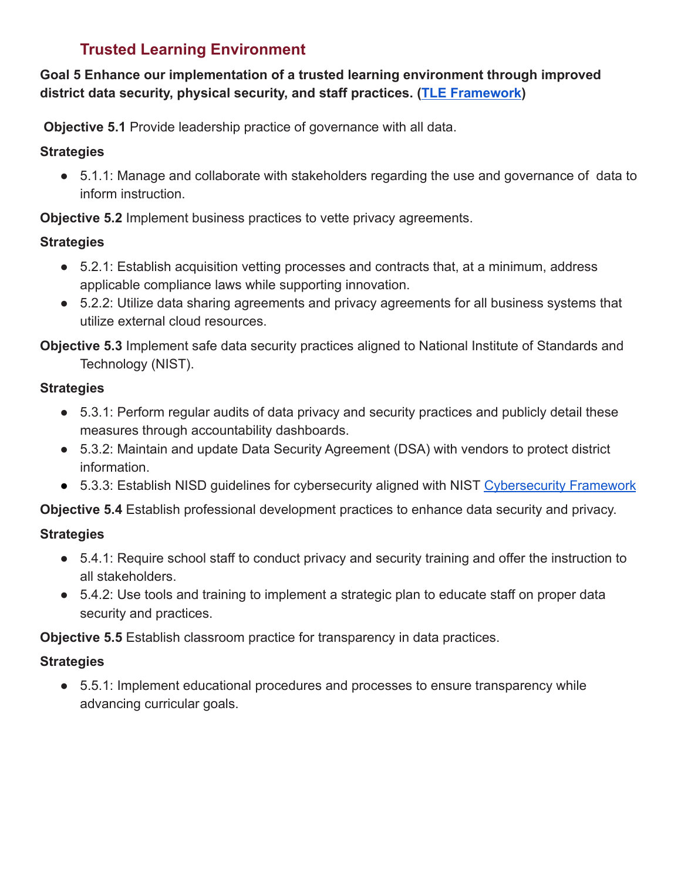## Trusted Learning Environment

**Goal 5 Enhance our implementation of a trusted learning environment through improved district data security, physical security, and staff practices. ([TLE Framework])**

**Objective 5.1** Provide leadership practice of governance with all data.

**Strategies**

- 5.1.1: Manage and collaborate with stakeholders regarding the use and governance of data to inform instruction.

**Objective 5.2** Implement business practices to vette privacy agreements.

**Strategies**

- 5.2.1: Establish acquisition vetting processes and contracts that, at a minimum, address applicable compliance laws while supporting innovation.
- 5.2.2: Utilize data sharing agreements and privacy agreements for all business systems that utilize external cloud resources.

**Objective 5.3** Implement safe data security practices aligned to National Institute of Standards and Technology (NIST).

**Strategies**

- 5.3.1: Perform regular audits of data privacy and security practices and publicly detail these measures through accountability dashboards.
- 5.3.2: Maintain and update Data Security Agreement (DSA) with vendors to protect district information.
- 5.3.3: Establish NISD guidelines for cybersecurity aligned with NIST Cybersecurity Framework

**Objective 5.4** Establish professional development practices to enhance data security and privacy.

**Strategies**

- 5.4.1: Require school staff to conduct privacy and security training and offer the instruction to all stakeholders.
- 5.4.2: Use tools and training to implement a strategic plan to educate staff on proper data security and practices.

**Objective 5.5** Establish classroom practice for transparency in data practices.

**Strategies**

- 5.5.1: Implement educational procedures and processes to ensure transparency while advancing curricular goals.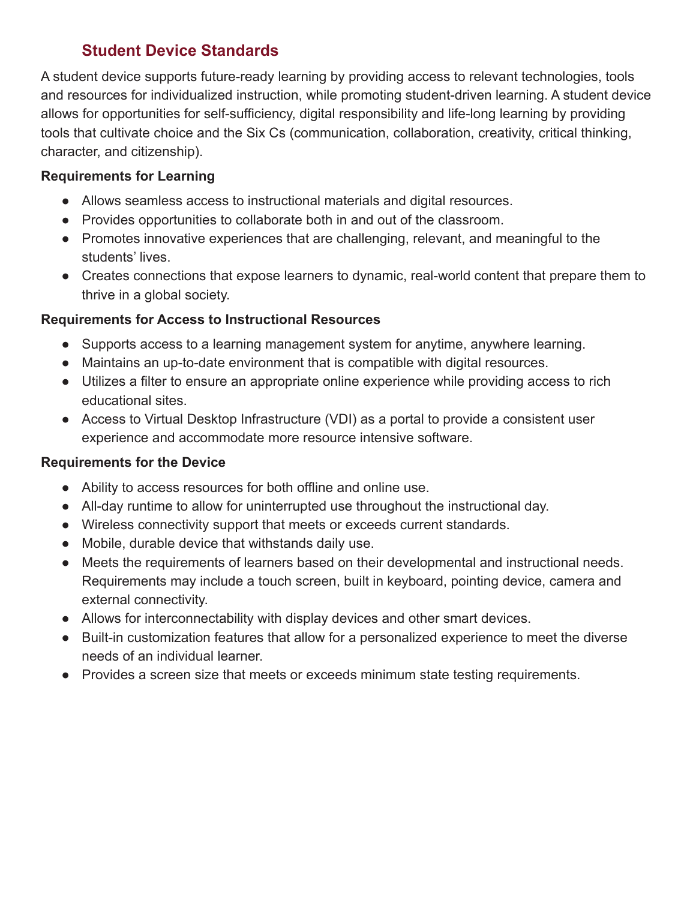## Student Device Standards

A student device supports future-ready learning by providing access to relevant technologies, tools and resources for individualized instruction, while promoting student-driven learning. A student device allows for opportunities for self-sufficiency, digital responsibility and life-long learning by providing tools that cultivate choice and the Six Cs (communication, collaboration, creativity, critical thinking, character, and citizenship).

**Requirements for Learning**

- Allows seamless access to instructional materials and digital resources.
- Provides opportunities to collaborate both in and out of the classroom.
- Promotes innovative experiences that are challenging, relevant, and meaningful to the students' lives.
- Creates connections that expose learners to dynamic, real-world content that prepare them to thrive in a global society.

**Requirements for Access to Instructional Resources**

- Supports access to a learning management system for anytime, anywhere learning.
- Maintains an up-to-date environment that is compatible with digital resources.
- Utilizes a filter to ensure an appropriate online experience while providing access to rich educational sites.
- Access to Virtual Desktop Infrastructure (VDI) as a portal to provide a consistent user experience and accommodate more resource intensive software.

**Requirements for the Device**

- Ability to access resources for both offline and online use.
- All-day runtime to allow for uninterrupted use throughout the instructional day.
- Wireless connectivity support that meets or exceeds current standards.
- Mobile, durable device that withstands daily use.
- Meets the requirements of learners based on their developmental and instructional needs. Requirements may include a touch screen, built in keyboard, pointing device, camera and external connectivity.
- Allows for interconnectability with display devices and other smart devices.
- Built-in customization features that allow for a personalized experience to meet the diverse needs of an individual learner.
- Provides a screen size that meets or exceeds minimum state testing requirements.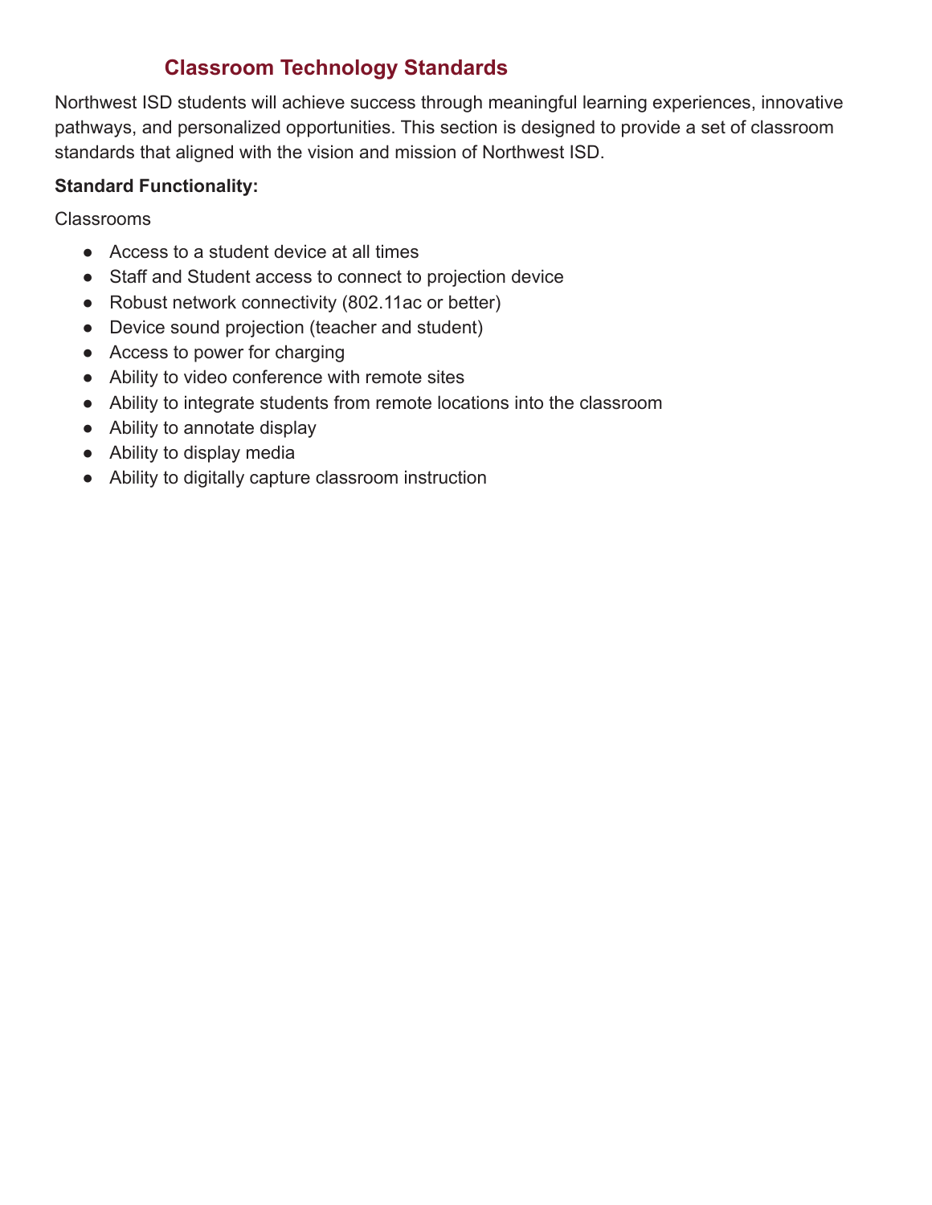## Classroom Technology Standards

Northwest ISD students will achieve success through meaningful learning experiences, innovative pathways, and personalized opportunities. This section is designed to provide a set of classroom standards that aligned with the vision and mission of Northwest ISD.

**Standard Functionality:**

Classrooms

- Access to a student device at all times
- Staff and Student access to connect to projection device
- Robust network connectivity (802.11ac or better)
- Device sound projection (teacher and student)
- Access to power for charging
- Ability to video conference with remote sites
- Ability to integrate students from remote locations into the classroom
- Ability to annotate display
- Ability to display media
- Ability to digitally capture classroom instruction